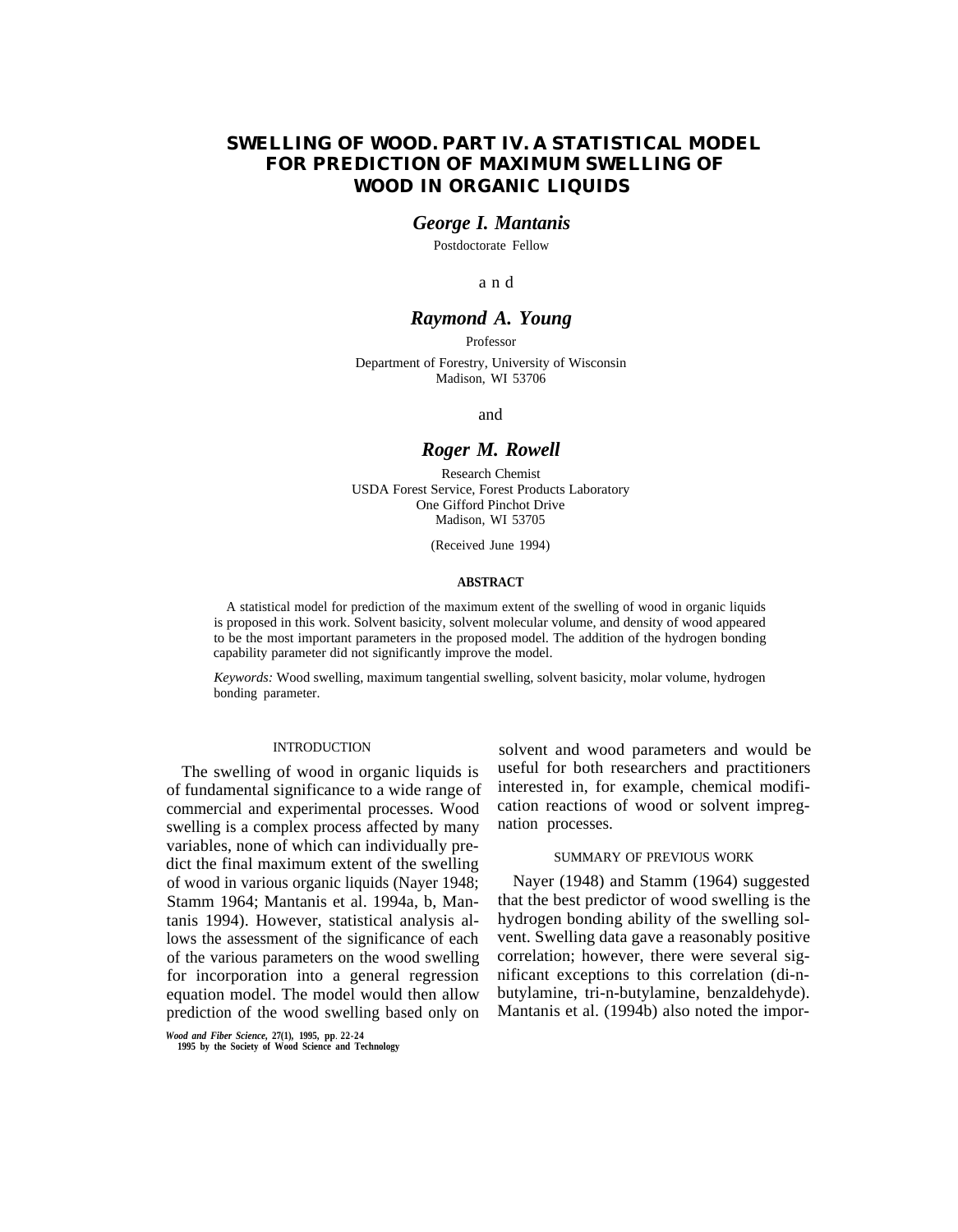# SWELLING OF WOOD. PART IV. A STATISTICAL MODEL FOR PREDICTION OF MAXIMUM SWELLING OF WOOD IN ORGANIC LIQUIDS

***George I. Mantanis***

Postdoctorate Fellow

and

***Raymond A. Young***

Professor

Department of Forestry, University of Wisconsin
Madison, WI 53706

and

***Roger M. Rowell***

Research Chemist
USDA Forest Service, Forest Products Laboratory
One Gifford Pinchot Drive
Madison, WI 53705

(Received June 1994)

## ABSTRACT

A statistical model for prediction of the maximum extent of the swelling of wood in organic liquids is proposed in this work. Solvent basicity, solvent molecular volume, and density of wood appeared to be the most important parameters in the proposed model. The addition of the hydrogen bonding capability parameter did not significantly improve the model.

*Keywords:* Wood swelling, maximum tangential swelling, solvent basicity, molar volume, hydrogen bonding parameter.

## INTRODUCTION

The swelling of wood in organic liquids is of fundamental significance to a wide range of commercial and experimental processes. Wood swelling is a complex process affected by many variables, none of which can individually predict the final maximum extent of the swelling of wood in various organic liquids (Nayer 1948; Stamm 1964; Mantanis et al. 1994a, b, Mantanis 1994). However, statistical analysis allows the assessment of the significance of each of the various parameters on the wood swelling for incorporation into a general regression equation model. The model would then allow prediction of the wood swelling based only on solvent and wood parameters and would be useful for both researchers and practitioners interested in, for example, chemical modification reactions of wood or solvent impregnation processes.

## SUMMARY OF PREVIOUS WORK

Nayer (1948) and Stamm (1964) suggested that the best predictor of wood swelling is the hydrogen bonding ability of the swelling solvent. Swelling data gave a reasonably positive correlation; however, there were several significant exceptions to this correlation (di-n-butylamine, tri-n-butylamine, benzaldehyde). Mantanis et al. (1994b) also noted the impor-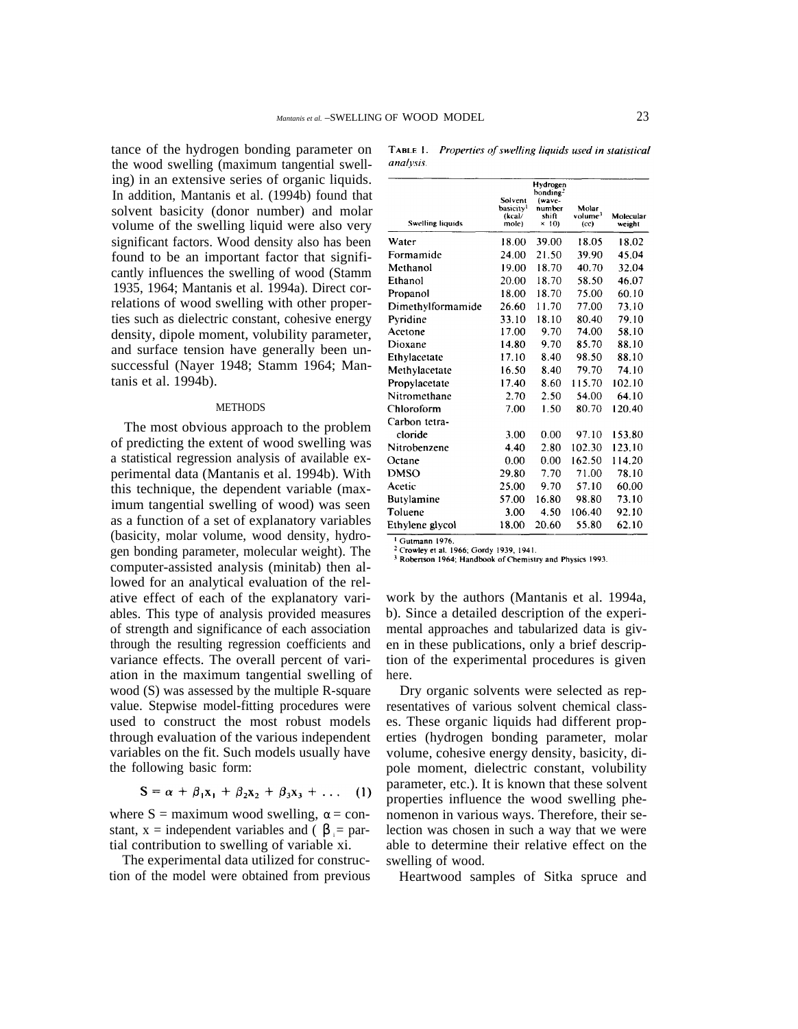tance of the hydrogen bonding parameter on the wood swelling (maximum tangential swelling) in an extensive series of organic liquids. In addition, Mantanis et al. (1994b) found that solvent basicity (donor number) and molar volume of the swelling liquid were also very significant factors. Wood density also has been found to be an important factor that significantly influences the swelling of wood (Stamm 1935, 1964; Mantanis et al. 1994a). Direct correlations of wood swelling with other properties such as dielectric constant, cohesive energy density, dipole moment, volubility parameter, and surface tension have generally been unsuccessful (Nayer 1948; Stamm 1964; Mantanis et al. 1994b).

## METHODS

The most obvious approach to the problem of predicting the extent of wood swelling was a statistical regression analysis of available experimental data (Mantanis et al. 1994b). With this technique, the dependent variable (maximum tangential swelling of wood) was seen as a function of a set of explanatory variables (basicity, molar volume, wood density, hydrogen bonding parameter, molecular weight). The computer-assisted analysis (minitab) then allowed for an analytical evaluation of the relative effect of each of the explanatory variables. This type of analysis provided measures of strength and significance of each association through the resulting regression coefficients and variance effects. The overall percent of variation in the maximum tangential swelling of wood (S) was assessed by the multiple R-square value. Stepwise model-fitting procedures were used to construct the most robust models through evaluation of the various independent variables on the fit. Such models usually have the following basic form:

$$S = \alpha + \beta_1 x_1 + \beta_2 x_2 + \beta_3 x_3 + \ldots \quad (1)$$

where S = maximum wood swelling, $\alpha$ = constant, x = independent variables and ( $\beta_i$ = partial contribution to swelling of variable xi.

The experimental data utilized for construction of the model were obtained from previous work by the authors (Mantanis et al. 1994a, b). Since a detailed description of the experimental approaches and tabularized data is given in these publications, only a brief description of the experimental procedures is given here.

TABLE 1. *Properties of swelling liquids used in statistical analysis.*

| Swelling liquids | Solvent basicity[1] (kcal/mole) | Hydrogen bonding[2] (wave-number shift × 10) | Molar volume[3] (cc) | Molecular weight |
|---|---|---|---|---|
| Water | 18.00 | 39.00 | 18.05 | 18.02 |
| Formamide | 24.00 | 21.50 | 39.90 | 45.04 |
| Methanol | 19.00 | 18.70 | 40.70 | 32.04 |
| Ethanol | 20.00 | 18.70 | 58.50 | 46.07 |
| Propanol | 18.00 | 18.70 | 75.00 | 60.10 |
| Dimethylformamide | 26.60 | 11.70 | 77.00 | 73.10 |
| Pyridine | 33.10 | 18.10 | 80.40 | 79.10 |
| Acetone | 17.00 | 9.70 | 74.00 | 58.10 |
| Dioxane | 14.80 | 9.70 | 85.70 | 88.10 |
| Ethylacetate | 17.10 | 8.40 | 98.50 | 88.10 |
| Methylacetate | 16.50 | 8.40 | 79.70 | 74.10 |
| Propylacetate | 17.40 | 8.60 | 115.70 | 102.10 |
| Nitromethane | 2.70 | 2.50 | 54.00 | 64.10 |
| Chloroform | 7.00 | 1.50 | 80.70 | 120.40 |
| Carbon tetra-chloride | 3.00 | 0.00 | 97.10 | 153.80 |
| Nitrobenzene | 4.40 | 2.80 | 102.30 | 123.10 |
| Octane | 0.00 | 0.00 | 162.50 | 114.20 |
| DMSO | 29.80 | 7.70 | 71.00 | 78.10 |
| Acetic | 25.00 | 9.70 | 57.10 | 60.00 |
| Butylamine | 57.00 | 16.80 | 98.80 | 73.10 |
| Toluene | 3.00 | 4.50 | 106.40 | 92.10 |
| Ethylene glycol | 18.00 | 20.60 | 55.80 | 62.10 |

[1] Gutmann 1976.
[2] Crowley et al. 1966; Gordy 1939, 1941.
[3] Robertson 1964; Handbook of Chemistry and Physics 1993.

Dry organic solvents were selected as representatives of various solvent chemical classes. These organic liquids had different properties (hydrogen bonding parameter, molar volume, cohesive energy density, basicity, dipole moment, dielectric constant, volubility parameter, etc.). It is known that these solvent properties influence the wood swelling phenomenon in various ways. Therefore, their selection was chosen in such a way that we were able to determine their relative effect on the swelling of wood.

Heartwood samples of Sitka spruce and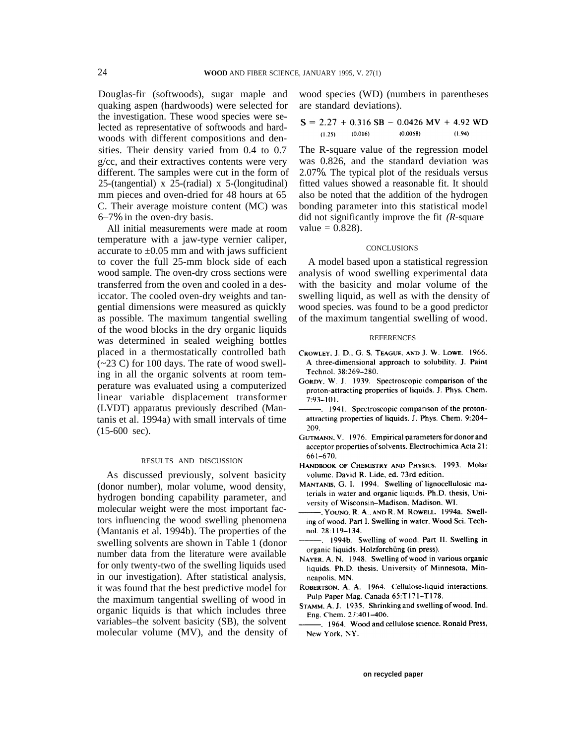Douglas-fir (softwoods), sugar maple and quaking aspen (hardwoods) were selected for the investigation. These wood species were selected as representative of softwoods and hardwoods with different compositions and densities. Their density varied from 0.4 to 0.7 g/cc, and their extractives contents were very different. The samples were cut in the form of 25-(tangential) x 25-(radial) x 5-(longitudinal) mm pieces and oven-dried for 48 hours at 65 C. Their average moisture content (MC) was 6–7% in the oven-dry basis.

All initial measurements were made at room temperature with a jaw-type vernier caliper, accurate to ±0.05 mm and with jaws sufficient to cover the full 25-mm block side of each wood sample. The oven-dry cross sections were transferred from the oven and cooled in a desiccator. The cooled oven-dry weights and tangential dimensions were measured as quickly as possible. The maximum tangential swelling of the wood blocks in the dry organic liquids was determined in sealed weighing bottles placed in a thermostatically controlled bath (~23 C) for 100 days. The rate of wood swelling in all the organic solvents at room temperature was evaluated using a computerized linear variable displacement transformer (LVDT) apparatus previously described (Mantanis et al. 1994a) with small intervals of time (15-600 sec).

## RESULTS AND DISCUSSION

As discussed previously, solvent basicity (donor number), molar volume, wood density, hydrogen bonding capability parameter, and molecular weight were the most important factors influencing the wood swelling phenomena (Mantanis et al. 1994b). The properties of the swelling solvents are shown in Table 1 (donor number data from the literature were available for only twenty-two of the swelling liquids used in our investigation). After statistical analysis, it was found that the best predictive model for the maximum tangential swelling of wood in organic liquids is that which includes three variables–the solvent basicity (SB), the solvent molecular volume (MV), and the density of wood species (WD) (numbers in parentheses are standard deviations).

$$\underset{(1.25)}{S = 2.27} + \underset{(0.016)}{0.316\ SB} - \underset{(0.0068)}{0.0426\ MV} + \underset{(1.94)}{4.92\ WD}$$

The R-square value of the regression model was 0.826, and the standard deviation was 2.07%. The typical plot of the residuals versus fitted values showed a reasonable fit. It should also be noted that the addition of the hydrogen bonding parameter into this statistical model did not significantly improve the fit (*R*-square value = 0.828).

## CONCLUSIONS

A model based upon a statistical regression analysis of wood swelling experimental data with the basicity and molar volume of the swelling liquid, as well as with the density of wood species. was found to be a good predictor of the maximum tangential swelling of wood.

## REFERENCES

Crowley, J. D., G. S. Teague, and J. W. Lowe. 1966. A three-dimensional approach to solubility. J. Paint Technol. 38:269–280.

Gordy, W. J. 1939. Spectroscopic comparison of the proton-attracting properties of liquids. J. Phys. Chem. 7:93–101.

———. 1941. Spectroscopic comparison of the proton-attracting properties of liquids. J. Phys. Chem. 9:204–209.

Gutmann, V. 1976. Empirical parameters for donor and acceptor properties of solvents. Electrochimica Acta 21: 661–670.

Handbook of Chemistry and Physics. 1993. Molar volume. David R. Lide, ed. 73rd edition.

Mantanis, G. I. 1994. Swelling of lignocellulosic materials in water and organic liquids. Ph.D. thesis, University of Wisconsin–Madison. Madison, WI.

———, Young, R. A., and R. M. Rowell. 1994a. Swelling of wood. Part I. Swelling in water. Wood Sci. Technol. 28:119–134.

———. 1994b. Swelling of wood. Part II. Swelling in organic liquids. Holzforchüng (in press).

Nayer, A. N. 1948. Swelling of wood in various organic liquids. Ph.D. thesis. University of Minnesota, Minneapolis, MN.

Robertson, A. A. 1964. Cellulose-liquid interactions. Pulp Paper Mag. Canada 65:T171–T178.

Stamm, A. J. 1935. Shrinking and swelling of wood. Ind. Eng. Chem. 27:401–406.

———. 1964. Wood and cellulose science. Ronald Press, New York, NY.

**on recycled paper**